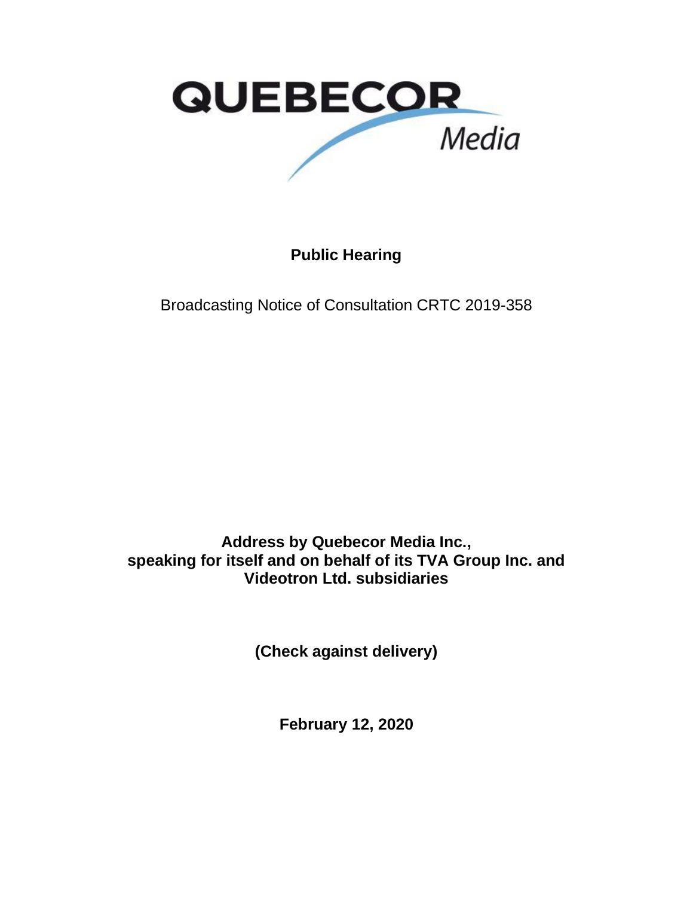QUEBECOR Media

**Public Hearing**

Broadcasting Notice of Consultation CRTC 2019-358

**Address by Quebecor Media Inc.,**
**speaking for itself and on behalf of its TVA Group Inc. and Videotron Ltd. subsidiaries**

**(Check against delivery)**

**February 12, 2020**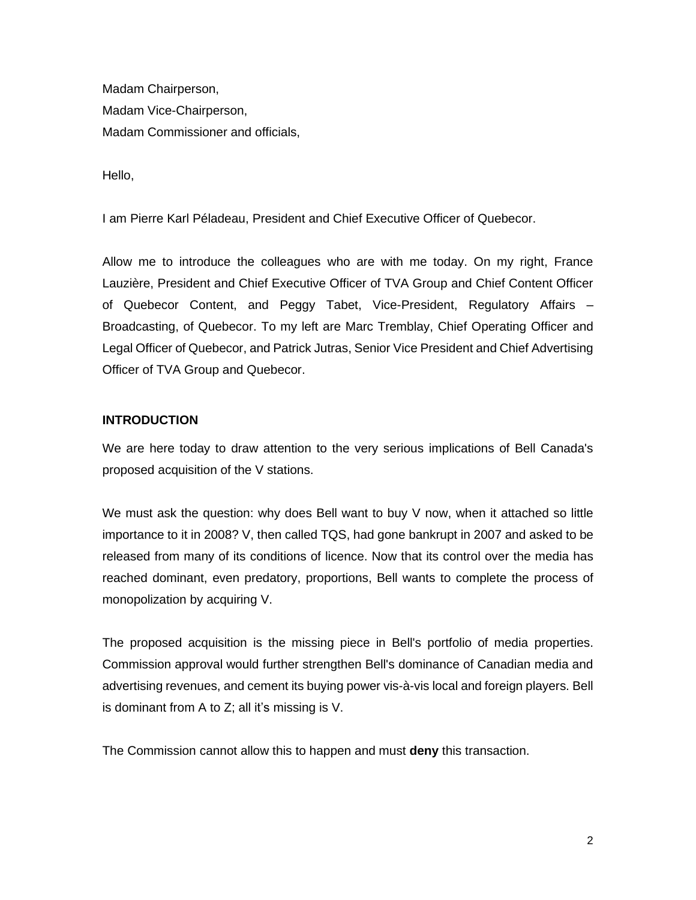Madam Chairperson,
Madam Vice-Chairperson,
Madam Commissioner and officials,

Hello,

I am Pierre Karl Péladeau, President and Chief Executive Officer of Quebecor.

Allow me to introduce the colleagues who are with me today. On my right, France Lauzière, President and Chief Executive Officer of TVA Group and Chief Content Officer of Quebecor Content, and Peggy Tabet, Vice-President, Regulatory Affairs – Broadcasting, of Quebecor. To my left are Marc Tremblay, Chief Operating Officer and Legal Officer of Quebecor, and Patrick Jutras, Senior Vice President and Chief Advertising Officer of TVA Group and Quebecor.

## INTRODUCTION

We are here today to draw attention to the very serious implications of Bell Canada's proposed acquisition of the V stations.

We must ask the question: why does Bell want to buy V now, when it attached so little importance to it in 2008? V, then called TQS, had gone bankrupt in 2007 and asked to be released from many of its conditions of licence. Now that its control over the media has reached dominant, even predatory, proportions, Bell wants to complete the process of monopolization by acquiring V.

The proposed acquisition is the missing piece in Bell's portfolio of media properties. Commission approval would further strengthen Bell's dominance of Canadian media and advertising revenues, and cement its buying power vis-à-vis local and foreign players. Bell is dominant from A to Z; all it's missing is V.

The Commission cannot allow this to happen and must **deny** this transaction.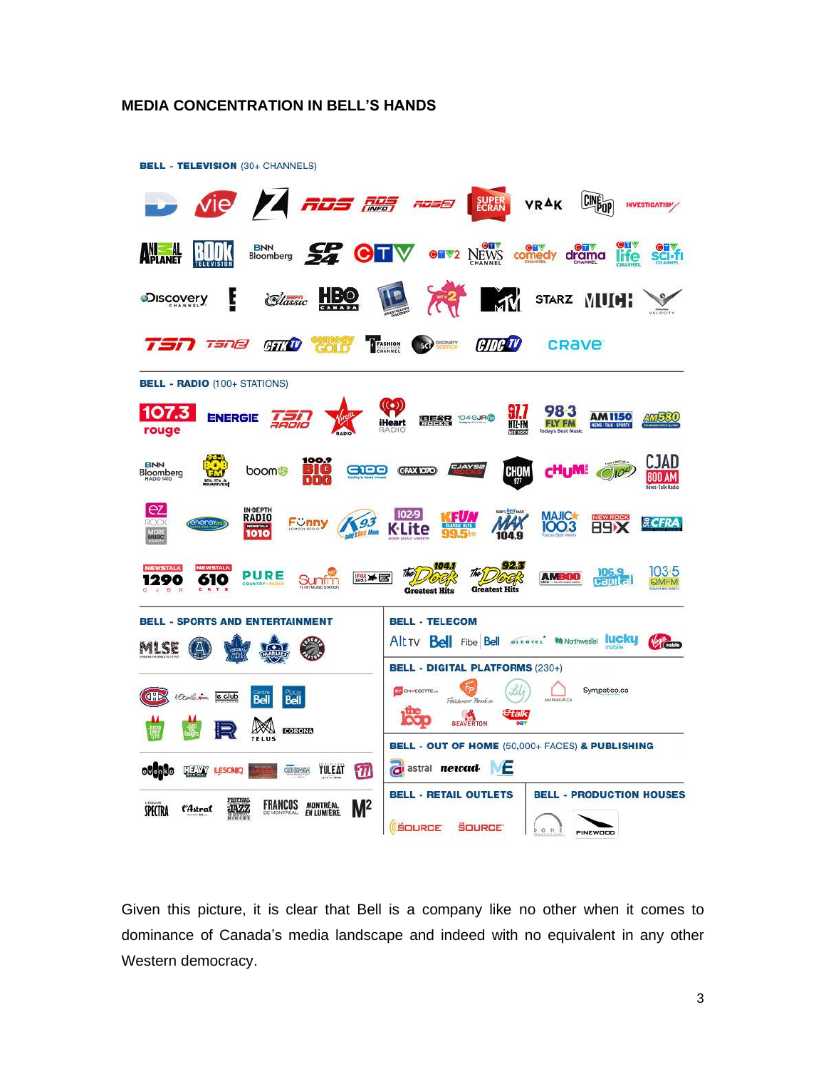**MEDIA CONCENTRATION IN BELL'S HANDS**

**BELL - TELEVISION** (30+ CHANNELS)

**BELL - RADIO** (100+ STATIONS)

**BELL - SPORTS AND ENTERTAINMENT**

**BELL - TELECOM**

**BELL - DIGITAL PLATFORMS** (230+)

**BELL - OUT OF HOME** (50,000+ FACES) **& PUBLISHING**

**BELL - RETAIL OUTLETS**

**BELL - PRODUCTION HOUSES**

Given this picture, it is clear that Bell is a company like no other when it comes to dominance of Canada's media landscape and indeed with no equivalent in any other Western democracy.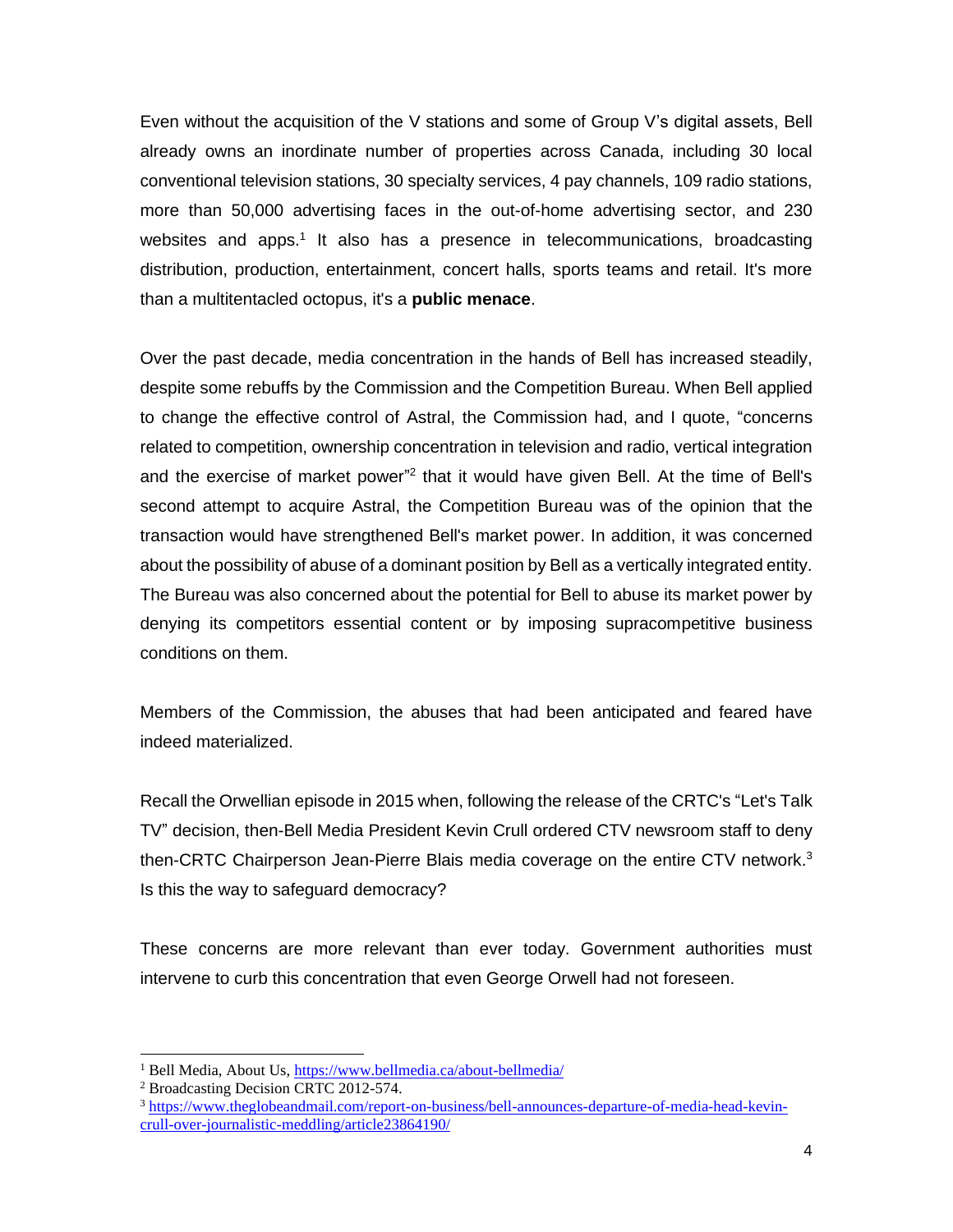Even without the acquisition of the V stations and some of Group V's digital assets, Bell already owns an inordinate number of properties across Canada, including 30 local conventional television stations, 30 specialty services, 4 pay channels, 109 radio stations, more than 50,000 advertising faces in the out-of-home advertising sector, and 230 websites and apps.[1] It also has a presence in telecommunications, broadcasting distribution, production, entertainment, concert halls, sports teams and retail. It's more than a multitentacled octopus, it's a **public menace**.

Over the past decade, media concentration in the hands of Bell has increased steadily, despite some rebuffs by the Commission and the Competition Bureau. When Bell applied to change the effective control of Astral, the Commission had, and I quote, "concerns related to competition, ownership concentration in television and radio, vertical integration and the exercise of market power"[2] that it would have given Bell. At the time of Bell's second attempt to acquire Astral, the Competition Bureau was of the opinion that the transaction would have strengthened Bell's market power. In addition, it was concerned about the possibility of abuse of a dominant position by Bell as a vertically integrated entity. The Bureau was also concerned about the potential for Bell to abuse its market power by denying its competitors essential content or by imposing supracompetitive business conditions on them.

Members of the Commission, the abuses that had been anticipated and feared have indeed materialized.

Recall the Orwellian episode in 2015 when, following the release of the CRTC's "Let's Talk TV" decision, then-Bell Media President Kevin Crull ordered CTV newsroom staff to deny then-CRTC Chairperson Jean-Pierre Blais media coverage on the entire CTV network.[3] Is this the way to safeguard democracy?

These concerns are more relevant than ever today. Government authorities must intervene to curb this concentration that even George Orwell had not foreseen.

---

[1] Bell Media, About Us, https://www.bellmedia.ca/about-bellmedia/

[2] Broadcasting Decision CRTC 2012-574.

[3] https://www.theglobeandmail.com/report-on-business/bell-announces-departure-of-media-head-kevin-crull-over-journalistic-meddling/article23864190/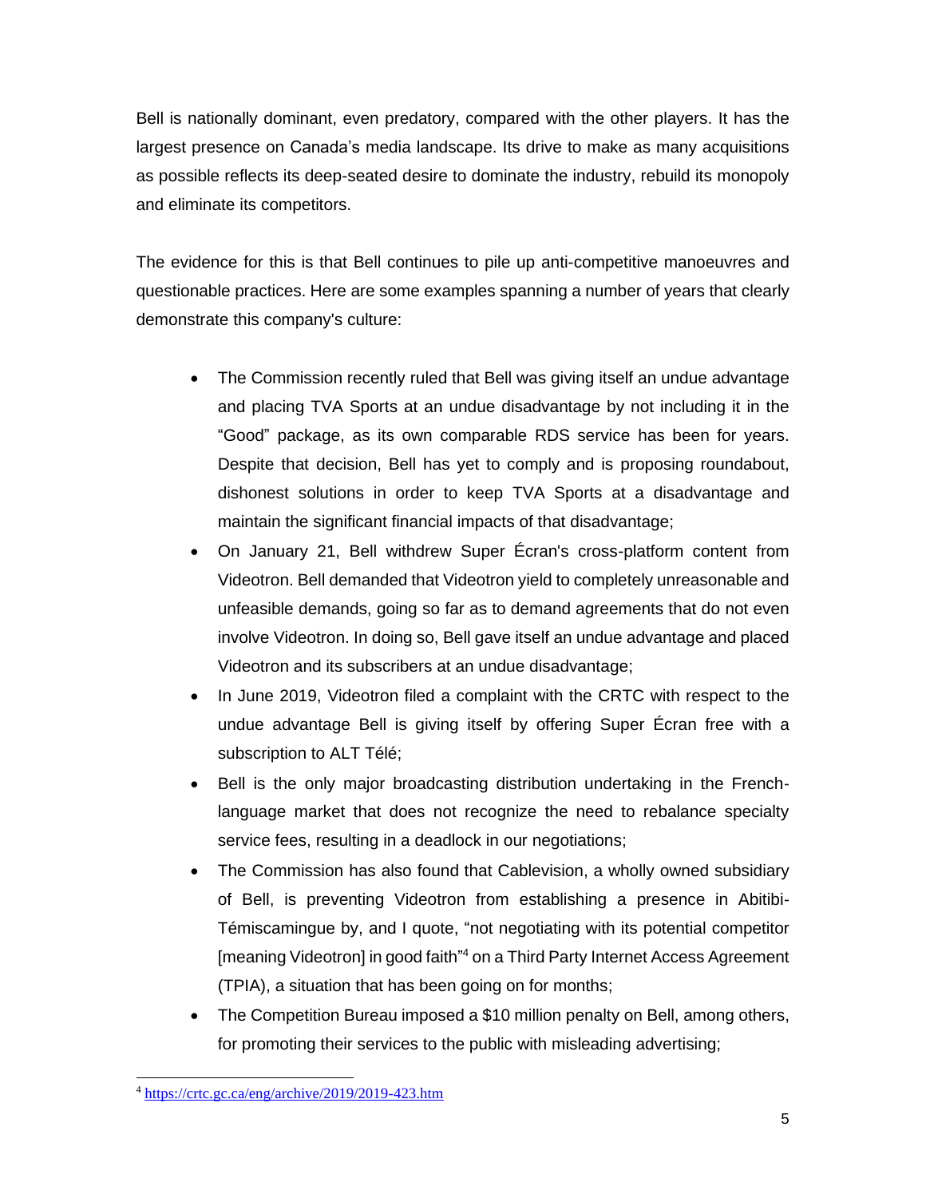Bell is nationally dominant, even predatory, compared with the other players. It has the largest presence on Canada's media landscape. Its drive to make as many acquisitions as possible reflects its deep-seated desire to dominate the industry, rebuild its monopoly and eliminate its competitors.

The evidence for this is that Bell continues to pile up anti-competitive manoeuvres and questionable practices. Here are some examples spanning a number of years that clearly demonstrate this company's culture:

- The Commission recently ruled that Bell was giving itself an undue advantage and placing TVA Sports at an undue disadvantage by not including it in the "Good" package, as its own comparable RDS service has been for years. Despite that decision, Bell has yet to comply and is proposing roundabout, dishonest solutions in order to keep TVA Sports at a disadvantage and maintain the significant financial impacts of that disadvantage;
- On January 21, Bell withdrew Super Écran's cross-platform content from Videotron. Bell demanded that Videotron yield to completely unreasonable and unfeasible demands, going so far as to demand agreements that do not even involve Videotron. In doing so, Bell gave itself an undue advantage and placed Videotron and its subscribers at an undue disadvantage;
- In June 2019, Videotron filed a complaint with the CRTC with respect to the undue advantage Bell is giving itself by offering Super Écran free with a subscription to ALT Télé;
- Bell is the only major broadcasting distribution undertaking in the French-language market that does not recognize the need to rebalance specialty service fees, resulting in a deadlock in our negotiations;
- The Commission has also found that Cablevision, a wholly owned subsidiary of Bell, is preventing Videotron from establishing a presence in Abitibi-Témiscamingue by, and I quote, "not negotiating with its potential competitor [meaning Videotron] in good faith"[4] on a Third Party Internet Access Agreement (TPIA), a situation that has been going on for months;
- The Competition Bureau imposed a $10 million penalty on Bell, among others, for promoting their services to the public with misleading advertising;

[4] https://crtc.gc.ca/eng/archive/2019/2019-423.htm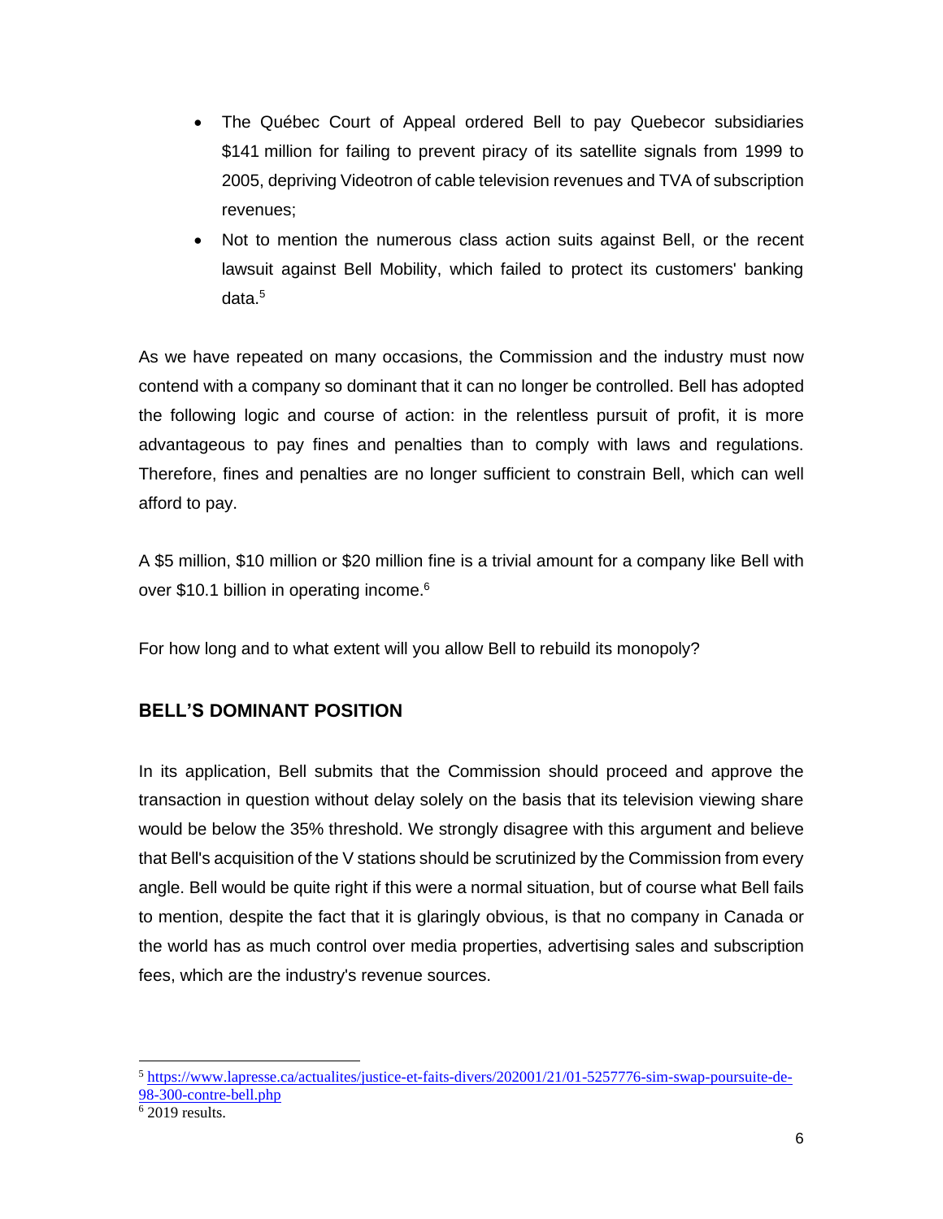- The Québec Court of Appeal ordered Bell to pay Quebecor subsidiaries $141 million for failing to prevent piracy of its satellite signals from 1999 to 2005, depriving Videotron of cable television revenues and TVA of subscription revenues;
- Not to mention the numerous class action suits against Bell, or the recent lawsuit against Bell Mobility, which failed to protect its customers' banking data.[5]

As we have repeated on many occasions, the Commission and the industry must now contend with a company so dominant that it can no longer be controlled. Bell has adopted the following logic and course of action: in the relentless pursuit of profit, it is more advantageous to pay fines and penalties than to comply with laws and regulations. Therefore, fines and penalties are no longer sufficient to constrain Bell, which can well afford to pay.

A $5 million, $10 million or $20 million fine is a trivial amount for a company like Bell with over $10.1 billion in operating income.[6]

For how long and to what extent will you allow Bell to rebuild its monopoly?

## BELL'S DOMINANT POSITION

In its application, Bell submits that the Commission should proceed and approve the transaction in question without delay solely on the basis that its television viewing share would be below the 35% threshold. We strongly disagree with this argument and believe that Bell's acquisition of the V stations should be scrutinized by the Commission from every angle. Bell would be quite right if this were a normal situation, but of course what Bell fails to mention, despite the fact that it is glaringly obvious, is that no company in Canada or the world has as much control over media properties, advertising sales and subscription fees, which are the industry's revenue sources.

---

[5] https://www.lapresse.ca/actualites/justice-et-faits-divers/202001/21/01-5257776-sim-swap-poursuite-de-98-300-contre-bell.php

[6] 2019 results.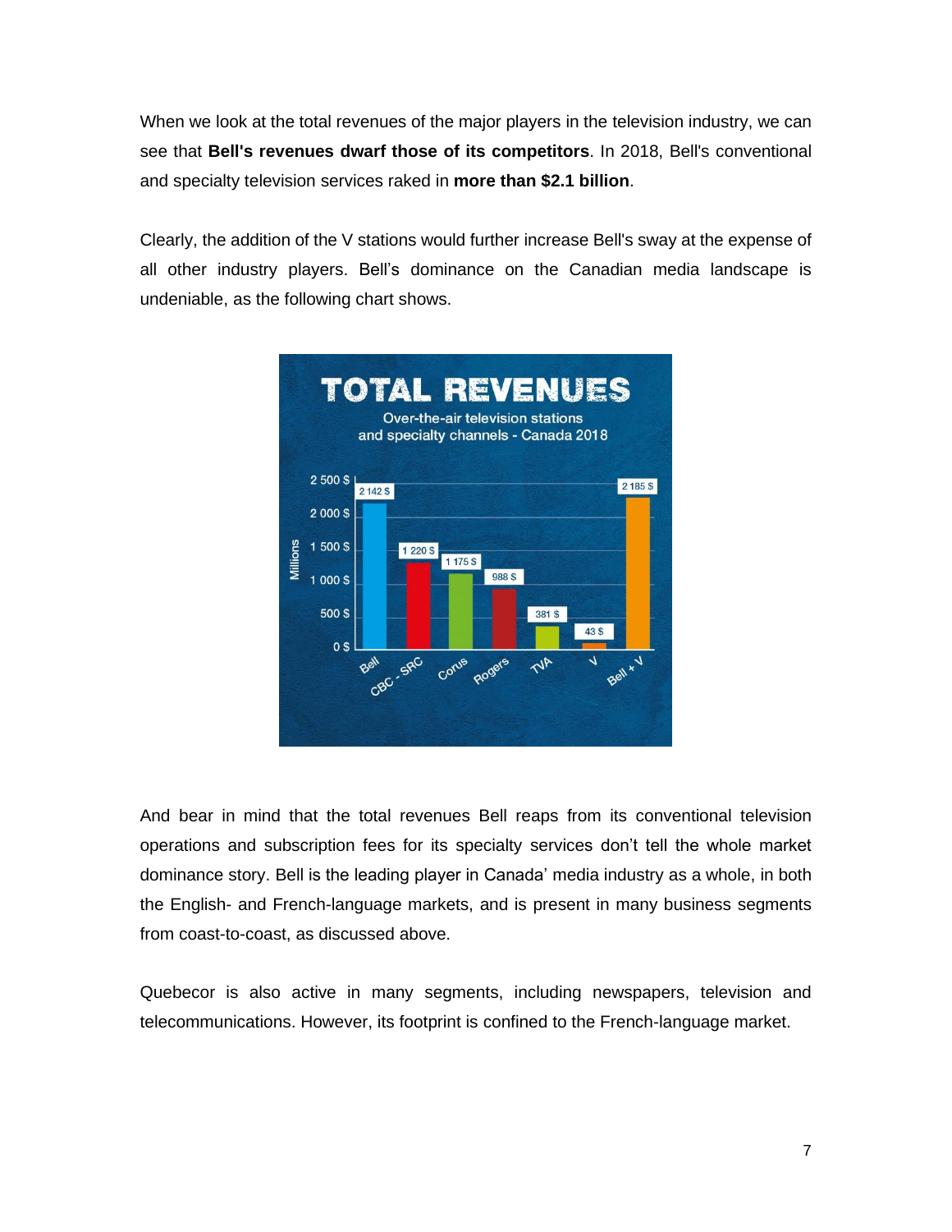When we look at the total revenues of the major players in the television industry, we can see that **Bell's revenues dwarf those of its competitors**. In 2018, Bell's conventional and specialty television services raked in **more than $2.1 billion**.

Clearly, the addition of the V stations would further increase Bell's sway at the expense of all other industry players. Bell's dominance on the Canadian media landscape is undeniable, as the following chart shows.

**TOTAL REVENUES**
Over-the-air television stations and specialty channels - Canada 2018

| | Millions |
|---|---|
| Bell | 2 142 $ |
| CBC - SRC | 1 220 $ |
| Corus | 1 175 $ |
| Rogers | 988 $ |
| TVA | 381 $ |
| V | 43 $ |
| Bell + V | 2 185 $ |

And bear in mind that the total revenues Bell reaps from its conventional television operations and subscription fees for its specialty services don't tell the whole market dominance story. Bell is the leading player in Canada' media industry as a whole, in both the English- and French-language markets, and is present in many business segments from coast-to-coast, as discussed above.

Quebecor is also active in many segments, including newspapers, television and telecommunications. However, its footprint is confined to the French-language market.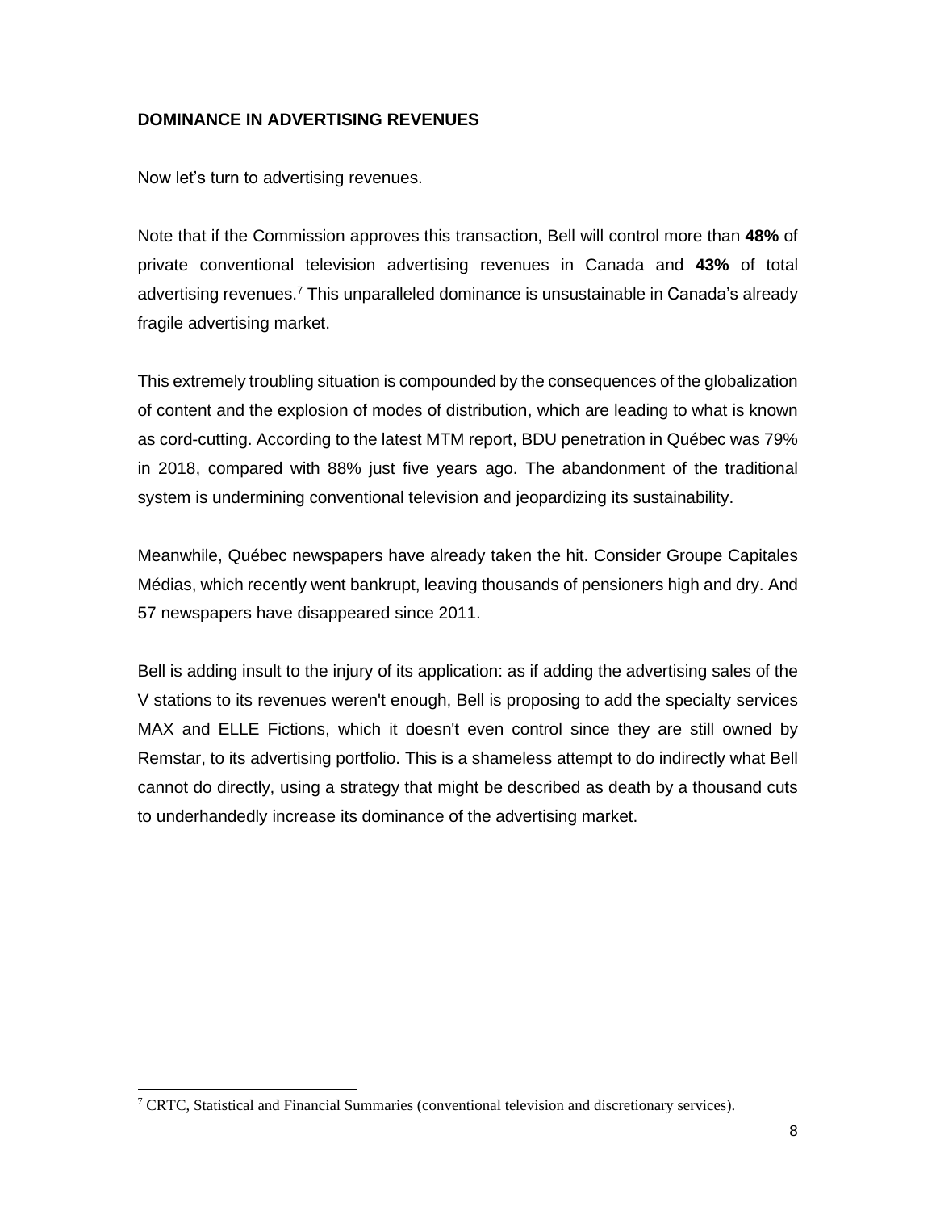**DOMINANCE IN ADVERTISING REVENUES**

Now let's turn to advertising revenues.

Note that if the Commission approves this transaction, Bell will control more than **48%** of private conventional television advertising revenues in Canada and **43%** of total advertising revenues.[7] This unparalleled dominance is unsustainable in Canada's already fragile advertising market.

This extremely troubling situation is compounded by the consequences of the globalization of content and the explosion of modes of distribution, which are leading to what is known as cord-cutting. According to the latest MTM report, BDU penetration in Québec was 79% in 2018, compared with 88% just five years ago. The abandonment of the traditional system is undermining conventional television and jeopardizing its sustainability.

Meanwhile, Québec newspapers have already taken the hit. Consider Groupe Capitales Médias, which recently went bankrupt, leaving thousands of pensioners high and dry. And 57 newspapers have disappeared since 2011.

Bell is adding insult to the injury of its application: as if adding the advertising sales of the V stations to its revenues weren't enough, Bell is proposing to add the specialty services MAX and ELLE Fictions, which it doesn't even control since they are still owned by Remstar, to its advertising portfolio. This is a shameless attempt to do indirectly what Bell cannot do directly, using a strategy that might be described as death by a thousand cuts to underhandedly increase its dominance of the advertising market.

[7] CRTC, Statistical and Financial Summaries (conventional television and discretionary services).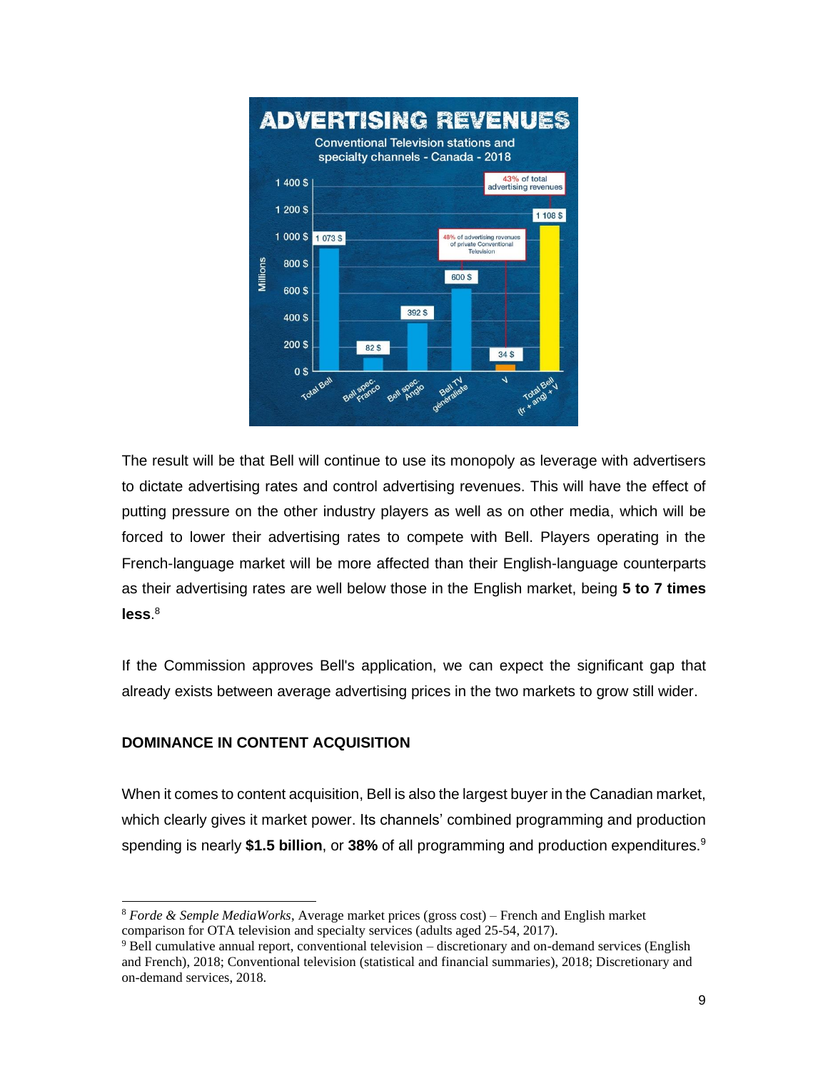**ADVERTISING REVENUES**

Conventional Television stations and specialty channels - Canada - 2018

| | Millions |
|---|---|
| Total Bell | 1 073 $ |
| Bell spec. Franco | 82 $ |
| Bell spec. Anglo | 392 $ |
| Bell TV généraliste | 600 $ |
| V | 34 $ |
| Total Bell (fr + ang) + V | 1 108 $ |

48% of advertising revenues of private Conventional Television

43% of total advertising revenues

The result will be that Bell will continue to use its monopoly as leverage with advertisers to dictate advertising rates and control advertising revenues. This will have the effect of putting pressure on the other industry players as well as on other media, which will be forced to lower their advertising rates to compete with Bell. Players operating in the French-language market will be more affected than their English-language counterparts as their advertising rates are well below those in the English market, being **5 to 7 times less**.[8]

If the Commission approves Bell's application, we can expect the significant gap that already exists between average advertising prices in the two markets to grow still wider.

### DOMINANCE IN CONTENT ACQUISITION

When it comes to content acquisition, Bell is also the largest buyer in the Canadian market, which clearly gives it market power. Its channels' combined programming and production spending is nearly **$1.5 billion**, or **38%** of all programming and production expenditures.[9]

---

[8] *Forde & Semple MediaWorks*, Average market prices (gross cost) – French and English market comparison for OTA television and specialty services (adults aged 25-54, 2017).

[9] Bell cumulative annual report, conventional television – discretionary and on-demand services (English and French), 2018; Conventional television (statistical and financial summaries), 2018; Discretionary and on-demand services, 2018.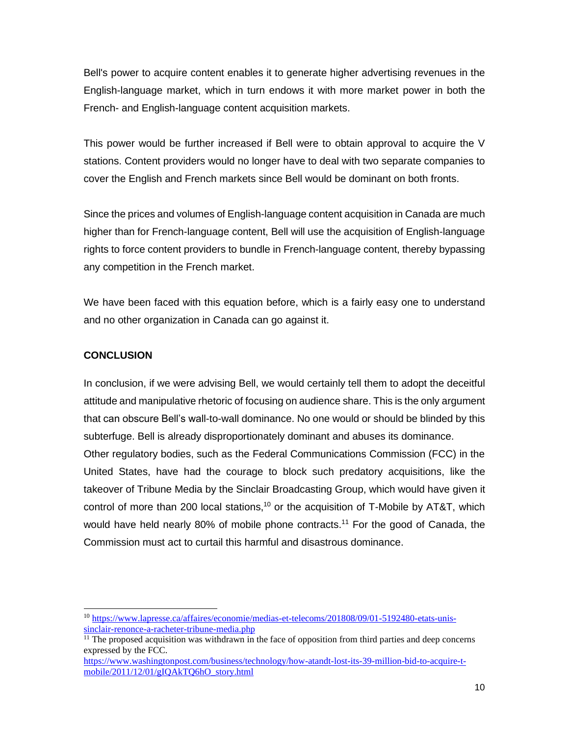Bell's power to acquire content enables it to generate higher advertising revenues in the English-language market, which in turn endows it with more market power in both the French- and English-language content acquisition markets.

This power would be further increased if Bell were to obtain approval to acquire the V stations. Content providers would no longer have to deal with two separate companies to cover the English and French markets since Bell would be dominant on both fronts.

Since the prices and volumes of English-language content acquisition in Canada are much higher than for French-language content, Bell will use the acquisition of English-language rights to force content providers to bundle in French-language content, thereby bypassing any competition in the French market.

We have been faced with this equation before, which is a fairly easy one to understand and no other organization in Canada can go against it.

**CONCLUSION**

In conclusion, if we were advising Bell, we would certainly tell them to adopt the deceitful attitude and manipulative rhetoric of focusing on audience share. This is the only argument that can obscure Bell's wall-to-wall dominance. No one would or should be blinded by this subterfuge. Bell is already disproportionately dominant and abuses its dominance.
Other regulatory bodies, such as the Federal Communications Commission (FCC) in the United States, have had the courage to block such predatory acquisitions, like the takeover of Tribune Media by the Sinclair Broadcasting Group, which would have given it control of more than 200 local stations,[10] or the acquisition of T-Mobile by AT&T, which would have held nearly 80% of mobile phone contracts.[11] For the good of Canada, the Commission must act to curtail this harmful and disastrous dominance.

---

[10] https://www.lapresse.ca/affaires/economie/medias-et-telecoms/201808/09/01-5192480-etats-unis-sinclair-renonce-a-racheter-tribune-media.php

[11] The proposed acquisition was withdrawn in the face of opposition from third parties and deep concerns expressed by the FCC.
https://www.washingtonpost.com/business/technology/how-atandt-lost-its-39-million-bid-to-acquire-t-mobile/2011/12/01/gIQAkTQ6hO_story.html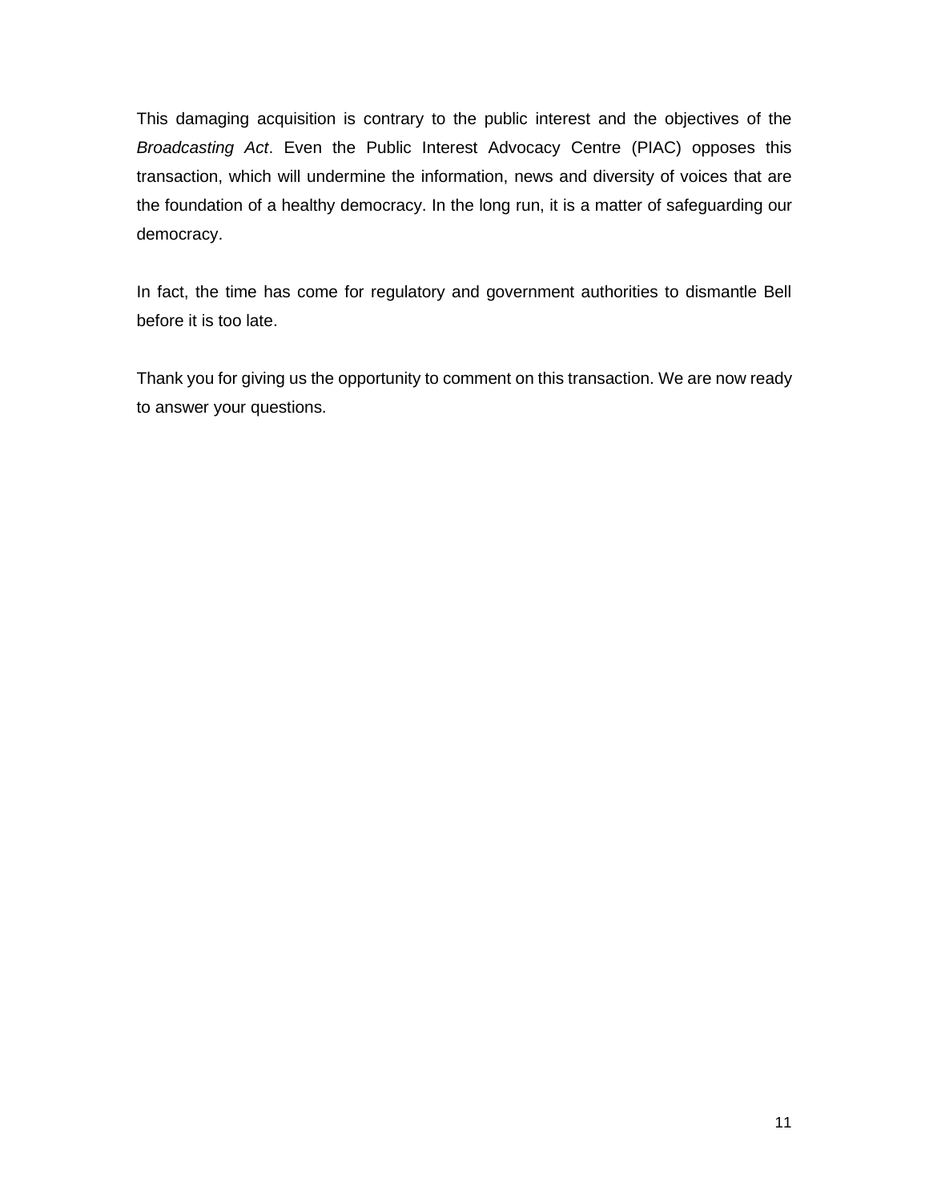This damaging acquisition is contrary to the public interest and the objectives of the *Broadcasting Act*. Even the Public Interest Advocacy Centre (PIAC) opposes this transaction, which will undermine the information, news and diversity of voices that are the foundation of a healthy democracy. In the long run, it is a matter of safeguarding our democracy.

In fact, the time has come for regulatory and government authorities to dismantle Bell before it is too late.

Thank you for giving us the opportunity to comment on this transaction. We are now ready to answer your questions.